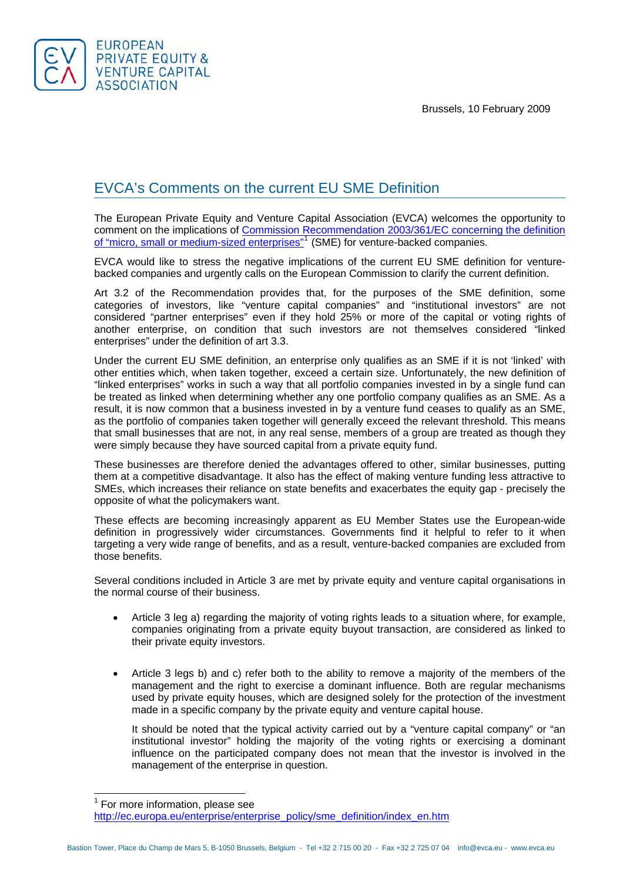EUROPEAN PRIVATE EQUITY & VENTURE CAPITAL ASSOCIATION

Brussels, 10 February 2009

## EVCA's Comments on the current EU SME Definition

The European Private Equity and Venture Capital Association (EVCA) welcomes the opportunity to comment on the implications of [Commission Recommendation 2003/361/EC concerning the definition of "micro, small or medium-sized enterprises"](http://ec.europa.eu/enterprise/enterprise_policy/sme_definition/index_en.htm)[1] (SME) for venture-backed companies.

EVCA would like to stress the negative implications of the current EU SME definition for venture-backed companies and urgently calls on the European Commission to clarify the current definition.

Art 3.2 of the Recommendation provides that, for the purposes of the SME definition, some categories of investors, like "venture capital companies" and "institutional investors" are not considered "partner enterprises" even if they hold 25% or more of the capital or voting rights of another enterprise, on condition that such investors are not themselves considered "linked enterprises" under the definition of art 3.3.

Under the current EU SME definition, an enterprise only qualifies as an SME if it is not 'linked' with other entities which, when taken together, exceed a certain size. Unfortunately, the new definition of "linked enterprises" works in such a way that all portfolio companies invested in by a single fund can be treated as linked when determining whether any one portfolio company qualifies as an SME. As a result, it is now common that a business invested in by a venture fund ceases to qualify as an SME, as the portfolio of companies taken together will generally exceed the relevant threshold. This means that small businesses that are not, in any real sense, members of a group are treated as though they were simply because they have sourced capital from a private equity fund.

These businesses are therefore denied the advantages offered to other, similar businesses, putting them at a competitive disadvantage. It also has the effect of making venture funding less attractive to SMEs, which increases their reliance on state benefits and exacerbates the equity gap - precisely the opposite of what the policymakers want.

These effects are becoming increasingly apparent as EU Member States use the European-wide definition in progressively wider circumstances. Governments find it helpful to refer to it when targeting a very wide range of benefits, and as a result, venture-backed companies are excluded from those benefits.

Several conditions included in Article 3 are met by private equity and venture capital organisations in the normal course of their business.

- Article 3 leg a) regarding the majority of voting rights leads to a situation where, for example, companies originating from a private equity buyout transaction, are considered as linked to their private equity investors.

- Article 3 legs b) and c) refer both to the ability to remove a majority of the members of the management and the right to exercise a dominant influence. Both are regular mechanisms used by private equity houses, which are designed solely for the protection of the investment made in a specific company by the private equity and venture capital house.

  It should be noted that the typical activity carried out by a "venture capital company" or "an institutional investor" holding the majority of the voting rights or exercising a dominant influence on the participated company does not mean that the investor is involved in the management of the enterprise in question.

---

[1] For more information, please see http://ec.europa.eu/enterprise/enterprise_policy/sme_definition/index_en.htm

Bastion Tower, Place du Champ de Mars 5, B-1050 Brussels, Belgium - Tel +32 2 715 00 20 - Fax +32 2 725 07 04 info@evca.eu - www.evca.eu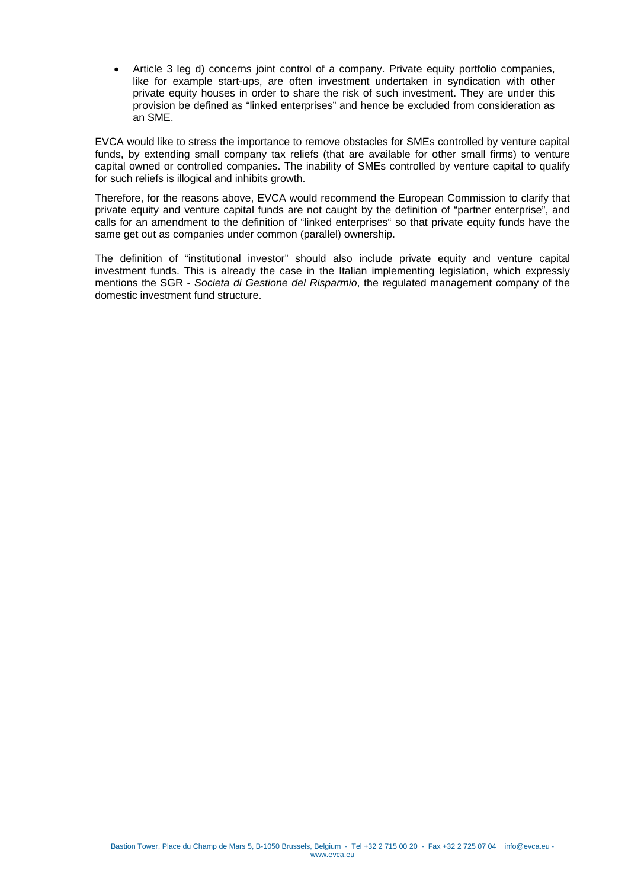- Article 3 leg d) concerns joint control of a company. Private equity portfolio companies, like for example start-ups, are often investment undertaken in syndication with other private equity houses in order to share the risk of such investment. They are under this provision be defined as "linked enterprises" and hence be excluded from consideration as an SME.

EVCA would like to stress the importance to remove obstacles for SMEs controlled by venture capital funds, by extending small company tax reliefs (that are available for other small firms) to venture capital owned or controlled companies. The inability of SMEs controlled by venture capital to qualify for such reliefs is illogical and inhibits growth.

Therefore, for the reasons above, EVCA would recommend the European Commission to clarify that private equity and venture capital funds are not caught by the definition of "partner enterprise", and calls for an amendment to the definition of "linked enterprises" so that private equity funds have the same get out as companies under common (parallel) ownership.

The definition of "institutional investor" should also include private equity and venture capital investment funds. This is already the case in the Italian implementing legislation, which expressly mentions the SGR - *Societa di Gestione del Risparmio*, the regulated management company of the domestic investment fund structure.